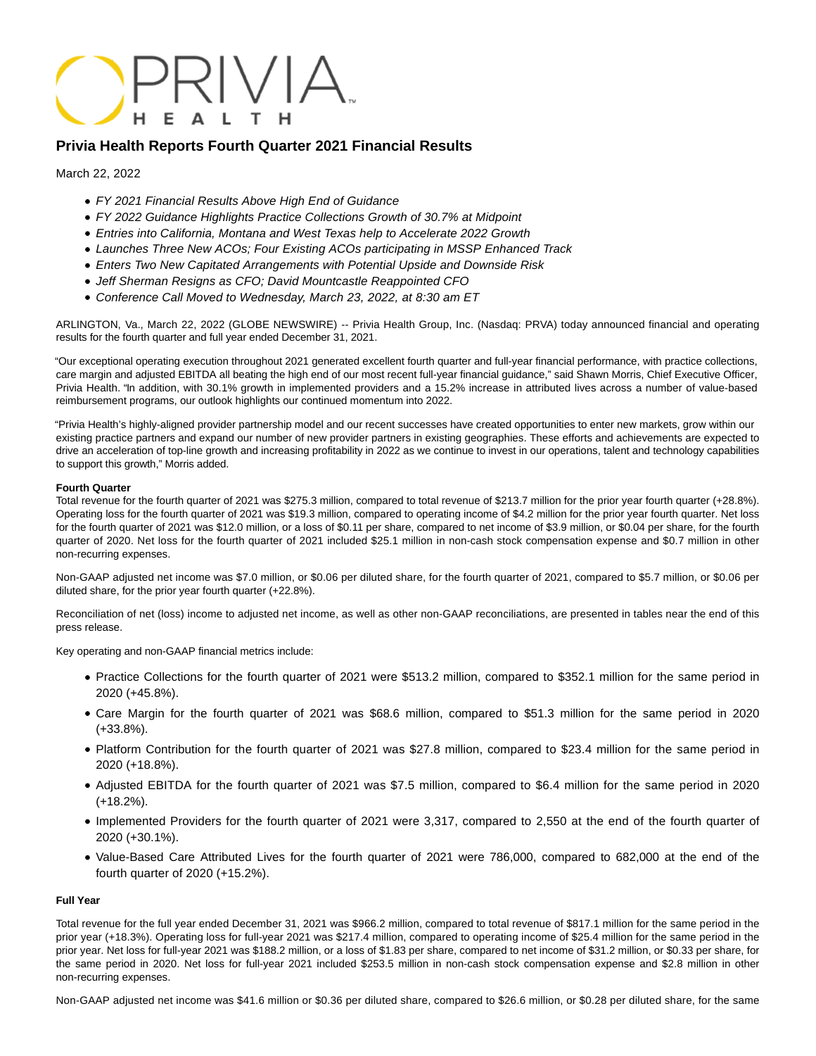# Privia Health Reports Fourth Quarter 2021 Financial Results

March 22, 2022

- *FY 2021 Financial Results Above High End of Guidance*
- *FY 2022 Guidance Highlights Practice Collections Growth of 30.7% at Midpoint*
- *Entries into California, Montana and West Texas help to Accelerate 2022 Growth*
- *Launches Three New ACOs; Four Existing ACOs participating in MSSP Enhanced Track*
- *Enters Two New Capitated Arrangements with Potential Upside and Downside Risk*
- *Jeff Sherman Resigns as CFO; David Mountcastle Reappointed CFO*
- *Conference Call Moved to Wednesday, March 23, 2022, at 8:30 am ET*

ARLINGTON, Va., March 22, 2022 (GLOBE NEWSWIRE) -- Privia Health Group, Inc. (Nasdaq: PRVA) today announced financial and operating results for the fourth quarter and full year ended December 31, 2021.

"Our exceptional operating execution throughout 2021 generated excellent fourth quarter and full-year financial performance, with practice collections, care margin and adjusted EBITDA all beating the high end of our most recent full-year financial guidance," said Shawn Morris, Chief Executive Officer, Privia Health. "In addition, with 30.1% growth in implemented providers and a 15.2% increase in attributed lives across a number of value-based reimbursement programs, our outlook highlights our continued momentum into 2022.

"Privia Health's highly-aligned provider partnership model and our recent successes have created opportunities to enter new markets, grow within our existing practice partners and expand our number of new provider partners in existing geographies. These efforts and achievements are expected to drive an acceleration of top-line growth and increasing profitability in 2022 as we continue to invest in our operations, talent and technology capabilities to support this growth," Morris added.

**Fourth Quarter**

Total revenue for the fourth quarter of 2021 was $275.3 million, compared to total revenue of $213.7 million for the prior year fourth quarter (+28.8%). Operating loss for the fourth quarter of 2021 was $19.3 million, compared to operating income of $4.2 million for the prior year fourth quarter. Net loss for the fourth quarter of 2021 was $12.0 million, or a loss of $0.11 per share, compared to net income of $3.9 million, or $0.04 per share, for the fourth quarter of 2020. Net loss for the fourth quarter of 2021 included $25.1 million in non-cash stock compensation expense and $0.7 million in other non-recurring expenses.

Non-GAAP adjusted net income was $7.0 million, or $0.06 per diluted share, for the fourth quarter of 2021, compared to $5.7 million, or $0.06 per diluted share, for the prior year fourth quarter (+22.8%).

Reconciliation of net (loss) income to adjusted net income, as well as other non-GAAP reconciliations, are presented in tables near the end of this press release.

Key operating and non-GAAP financial metrics include:

- Practice Collections for the fourth quarter of 2021 were $513.2 million, compared to $352.1 million for the same period in 2020 (+45.8%).
- Care Margin for the fourth quarter of 2021 was $68.6 million, compared to $51.3 million for the same period in 2020 (+33.8%).
- Platform Contribution for the fourth quarter of 2021 was $27.8 million, compared to $23.4 million for the same period in 2020 (+18.8%).
- Adjusted EBITDA for the fourth quarter of 2021 was $7.5 million, compared to $6.4 million for the same period in 2020 (+18.2%).
- Implemented Providers for the fourth quarter of 2021 were 3,317, compared to 2,550 at the end of the fourth quarter of 2020 (+30.1%).
- Value-Based Care Attributed Lives for the fourth quarter of 2021 were 786,000, compared to 682,000 at the end of the fourth quarter of 2020 (+15.2%).

**Full Year**

Total revenue for the full year ended December 31, 2021 was $966.2 million, compared to total revenue of $817.1 million for the same period in the prior year (+18.3%). Operating loss for full-year 2021 was $217.4 million, compared to operating income of $25.4 million for the same period in the prior year. Net loss for full-year 2021 was $188.2 million, or a loss of $1.83 per share, compared to net income of $31.2 million, or $0.33 per share, for the same period in 2020. Net loss for full-year 2021 included $253.5 million in non-cash stock compensation expense and $2.8 million in other non-recurring expenses.

Non-GAAP adjusted net income was $41.6 million or $0.36 per diluted share, compared to $26.6 million, or $0.28 per diluted share, for the same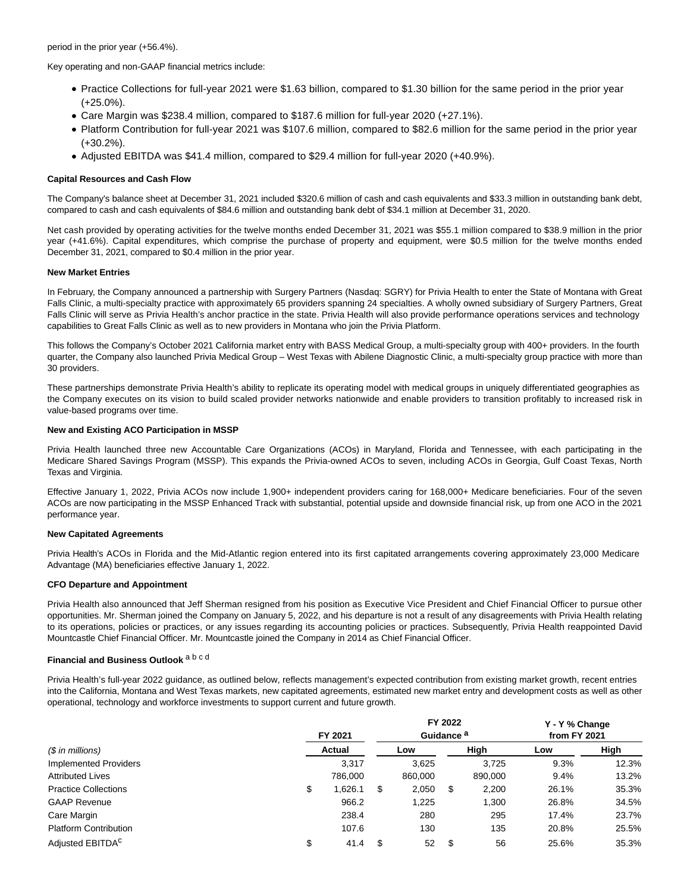period in the prior year (+56.4%).

Key operating and non-GAAP financial metrics include:

- Practice Collections for full-year 2021 were $1.63 billion, compared to $1.30 billion for the same period in the prior year (+25.0%).
- Care Margin was $238.4 million, compared to $187.6 million for full-year 2020 (+27.1%).
- Platform Contribution for full-year 2021 was $107.6 million, compared to $82.6 million for the same period in the prior year (+30.2%).
- Adjusted EBITDA was $41.4 million, compared to $29.4 million for full-year 2020 (+40.9%).

**Capital Resources and Cash Flow**

The Company's balance sheet at December 31, 2021 included $320.6 million of cash and cash equivalents and $33.3 million in outstanding bank debt, compared to cash and cash equivalents of $84.6 million and outstanding bank debt of $34.1 million at December 31, 2020.

Net cash provided by operating activities for the twelve months ended December 31, 2021 was $55.1 million compared to $38.9 million in the prior year (+41.6%). Capital expenditures, which comprise the purchase of property and equipment, were $0.5 million for the twelve months ended December 31, 2021, compared to $0.4 million in the prior year.

**New Market Entries**

In February, the Company announced a partnership with Surgery Partners (Nasdaq: SGRY) for Privia Health to enter the State of Montana with Great Falls Clinic, a multi-specialty practice with approximately 65 providers spanning 24 specialties. A wholly owned subsidiary of Surgery Partners, Great Falls Clinic will serve as Privia Health's anchor practice in the state. Privia Health will also provide performance operations services and technology capabilities to Great Falls Clinic as well as to new providers in Montana who join the Privia Platform.

This follows the Company's October 2021 California market entry with BASS Medical Group, a multi-specialty group with 400+ providers. In the fourth quarter, the Company also launched Privia Medical Group – West Texas with Abilene Diagnostic Clinic, a multi-specialty group practice with more than 30 providers.

These partnerships demonstrate Privia Health's ability to replicate its operating model with medical groups in uniquely differentiated geographies as the Company executes on its vision to build scaled provider networks nationwide and enable providers to transition profitably to increased risk in value-based programs over time.

**New and Existing ACO Participation in MSSP**

Privia Health launched three new Accountable Care Organizations (ACOs) in Maryland, Florida and Tennessee, with each participating in the Medicare Shared Savings Program (MSSP). This expands the Privia-owned ACOs to seven, including ACOs in Georgia, Gulf Coast Texas, North Texas and Virginia.

Effective January 1, 2022, Privia ACOs now include 1,900+ independent providers caring for 168,000+ Medicare beneficiaries. Four of the seven ACOs are now participating in the MSSP Enhanced Track with substantial, potential upside and downside financial risk, up from one ACO in the 2021 performance year.

**New Capitated Agreements**

Privia Health's ACOs in Florida and the Mid-Atlantic region entered into its first capitated arrangements covering approximately 23,000 Medicare Advantage (MA) beneficiaries effective January 1, 2022.

**CFO Departure and Appointment**

Privia Health also announced that Jeff Sherman resigned from his position as Executive Vice President and Chief Financial Officer to pursue other opportunities. Mr. Sherman joined the Company on January 5, 2022, and his departure is not a result of any disagreements with Privia Health relating to its operations, policies or practices, or any issues regarding its accounting policies or practices. Subsequently, Privia Health reappointed David Mountcastle Chief Financial Officer. Mr. Mountcastle joined the Company in 2014 as Chief Financial Officer.

**Financial and Business Outlook** [a b c d]

Privia Health's full-year 2022 guidance, as outlined below, reflects management's expected contribution from existing market growth, recent entries into the California, Montana and West Texas markets, new capitated agreements, estimated new market entry and development costs as well as other operational, technology and workforce investments to support current and future growth.

| | FY 2021 | FY 2022 Guidance [a] | | Y - Y % Change from FY 2021 | |
|---|---|---|---|---|---|
| *($ in millions)* | Actual | Low | High | Low | High |
| Implemented Providers | 3,317 | 3,625 | 3,725 | 9.3% | 12.3% |
| Attributed Lives | 786,000 | 860,000 | 890,000 | 9.4% | 13.2% |
| Practice Collections | $ 1,626.1 | $ 2,050 | $ 2,200 | 26.1% | 35.3% |
| GAAP Revenue | 966.2 | 1,225 | 1,300 | 26.8% | 34.5% |
| Care Margin | 238.4 | 280 | 295 | 17.4% | 23.7% |
| Platform Contribution | 107.6 | 130 | 135 | 20.8% | 25.5% |
| Adjusted EBITDA[c] | $ 41.4 | $ 52 | $ 56 | 25.6% | 35.3% |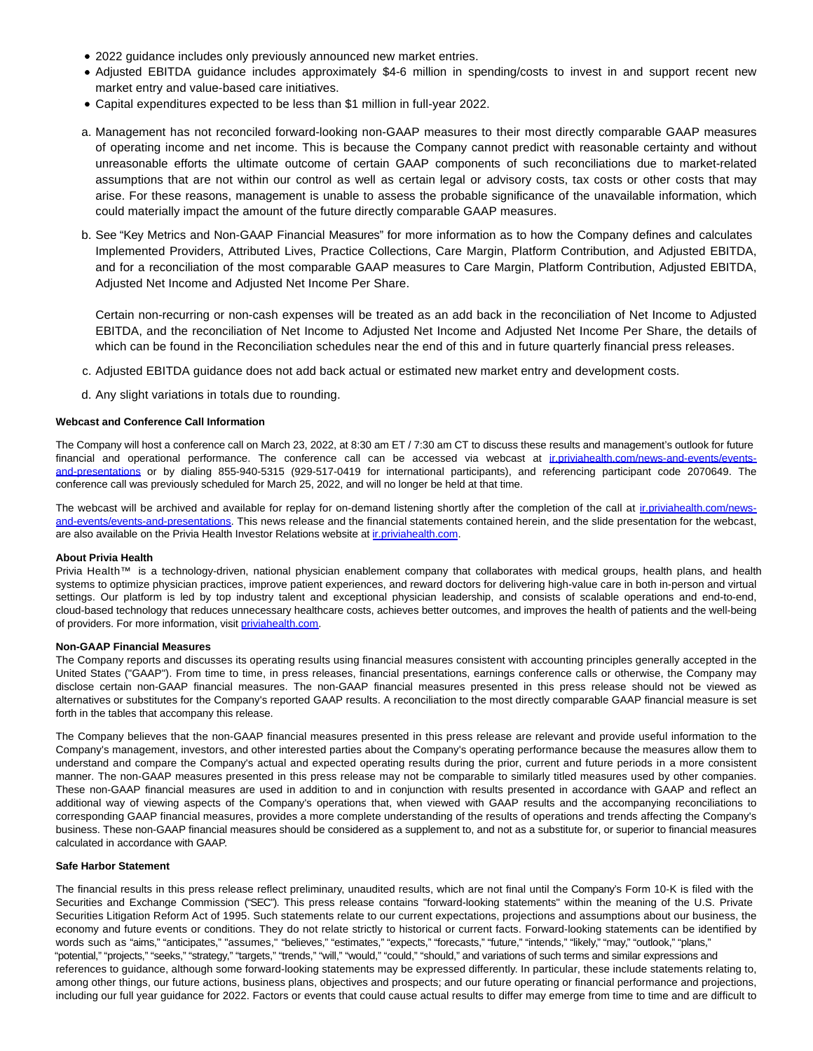- 2022 guidance includes only previously announced new market entries.
- Adjusted EBITDA guidance includes approximately $4-6 million in spending/costs to invest in and support recent new market entry and value-based care initiatives.
- Capital expenditures expected to be less than $1 million in full-year 2022.

a. Management has not reconciled forward-looking non-GAAP measures to their most directly comparable GAAP measures of operating income and net income. This is because the Company cannot predict with reasonable certainty and without unreasonable efforts the ultimate outcome of certain GAAP components of such reconciliations due to market-related assumptions that are not within our control as well as certain legal or advisory costs, tax costs or other costs that may arise. For these reasons, management is unable to assess the probable significance of the unavailable information, which could materially impact the amount of the future directly comparable GAAP measures.

b. See "Key Metrics and Non-GAAP Financial Measures" for more information as to how the Company defines and calculates Implemented Providers, Attributed Lives, Practice Collections, Care Margin, Platform Contribution, and Adjusted EBITDA, and for a reconciliation of the most comparable GAAP measures to Care Margin, Platform Contribution, Adjusted EBITDA, Adjusted Net Income and Adjusted Net Income Per Share.

   Certain non-recurring or non-cash expenses will be treated as an add back in the reconciliation of Net Income to Adjusted EBITDA, and the reconciliation of Net Income to Adjusted Net Income and Adjusted Net Income Per Share, the details of which can be found in the Reconciliation schedules near the end of this and in future quarterly financial press releases.

c. Adjusted EBITDA guidance does not add back actual or estimated new market entry and development costs.

d. Any slight variations in totals due to rounding.

**Webcast and Conference Call Information**

The Company will host a conference call on March 23, 2022, at 8:30 am ET / 7:30 am CT to discuss these results and management's outlook for future financial and operational performance. The conference call can be accessed via webcast at ir.priviahealth.com/news-and-events/events-and-presentations or by dialing 855-940-5315 (929-517-0419 for international participants), and referencing participant code 2070649. The conference call was previously scheduled for March 25, 2022, and will no longer be held at that time.

The webcast will be archived and available for replay for on-demand listening shortly after the completion of the call at ir.priviahealth.com/news-and-events/events-and-presentations. This news release and the financial statements contained herein, and the slide presentation for the webcast, are also available on the Privia Health Investor Relations website at ir.priviahealth.com.

**About Privia Health**

Privia Health™ is a technology-driven, national physician enablement company that collaborates with medical groups, health plans, and health systems to optimize physician practices, improve patient experiences, and reward doctors for delivering high-value care in both in-person and virtual settings. Our platform is led by top industry talent and exceptional physician leadership, and consists of scalable operations and end-to-end, cloud-based technology that reduces unnecessary healthcare costs, achieves better outcomes, and improves the health of patients and the well-being of providers. For more information, visit priviahealth.com.

**Non-GAAP Financial Measures**

The Company reports and discusses its operating results using financial measures consistent with accounting principles generally accepted in the United States ("GAAP"). From time to time, in press releases, financial presentations, earnings conference calls or otherwise, the Company may disclose certain non-GAAP financial measures. The non-GAAP financial measures presented in this press release should not be viewed as alternatives or substitutes for the Company's reported GAAP results. A reconciliation to the most directly comparable GAAP financial measure is set forth in the tables that accompany this release.

The Company believes that the non-GAAP financial measures presented in this press release are relevant and provide useful information to the Company's management, investors, and other interested parties about the Company's operating performance because the measures allow them to understand and compare the Company's actual and expected operating results during the prior, current and future periods in a more consistent manner. The non-GAAP measures presented in this press release may not be comparable to similarly titled measures used by other companies. These non-GAAP financial measures are used in addition to and in conjunction with results presented in accordance with GAAP and reflect an additional way of viewing aspects of the Company's operations that, when viewed with GAAP results and the accompanying reconciliations to corresponding GAAP financial measures, provides a more complete understanding of the results of operations and trends affecting the Company's business. These non-GAAP financial measures should be considered as a supplement to, and not as a substitute for, or superior to financial measures calculated in accordance with GAAP.

**Safe Harbor Statement**

The financial results in this press release reflect preliminary, unaudited results, which are not final until the Company's Form 10-K is filed with the Securities and Exchange Commission ("SEC"). This press release contains "forward-looking statements" within the meaning of the U.S. Private Securities Litigation Reform Act of 1995. Such statements relate to our current expectations, projections and assumptions about our business, the economy and future events or conditions. They do not relate strictly to historical or current facts. Forward-looking statements can be identified by words such as "aims," "anticipates," "assumes," "believes," "estimates," "expects," "forecasts," "future," "intends," "likely," "may," "outlook," "plans," "potential," "projects," "seeks," "strategy," "targets," "trends," "will," "would," "could," "should," and variations of such terms and similar expressions and references to guidance, although some forward-looking statements may be expressed differently. In particular, these include statements relating to, among other things, our future actions, business plans, objectives and prospects; and our future operating or financial performance and projections, including our full year guidance for 2022. Factors or events that could cause actual results to differ may emerge from time to time and are difficult to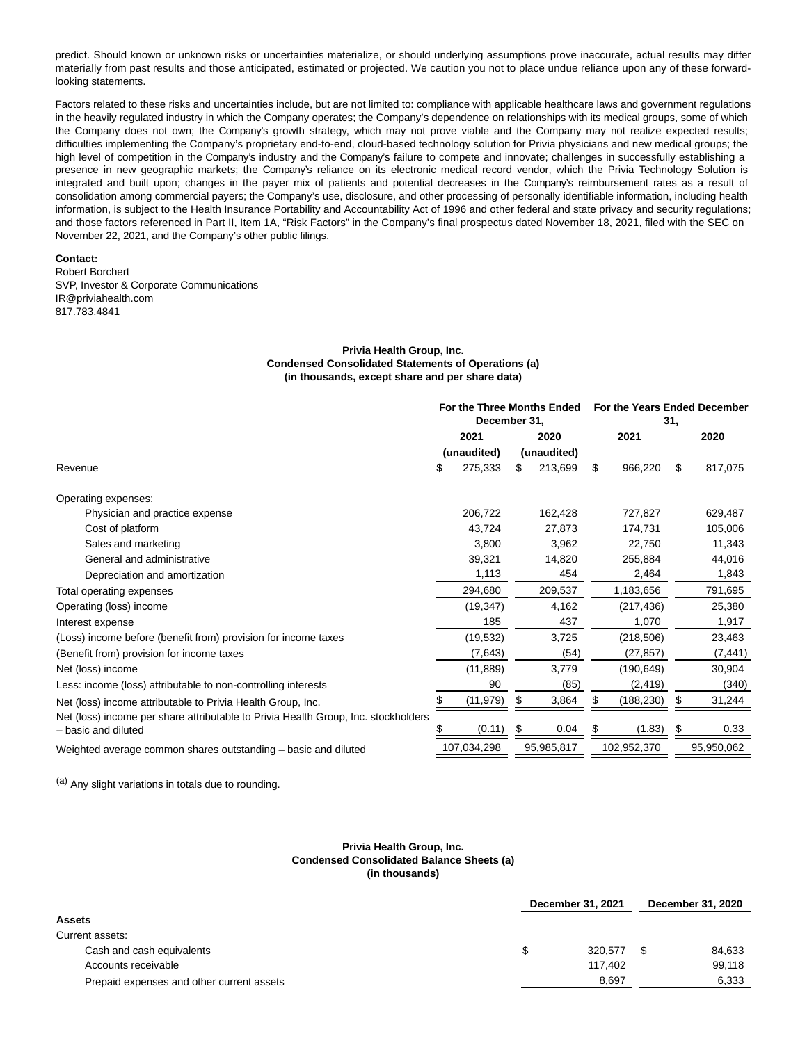predict. Should known or unknown risks or uncertainties materialize, or should underlying assumptions prove inaccurate, actual results may differ materially from past results and those anticipated, estimated or projected. We caution you not to place undue reliance upon any of these forward-looking statements.

Factors related to these risks and uncertainties include, but are not limited to: compliance with applicable healthcare laws and government regulations in the heavily regulated industry in which the Company operates; the Company's dependence on relationships with its medical groups, some of which the Company does not own; the Company's growth strategy, which may not prove viable and the Company may not realize expected results; difficulties implementing the Company's proprietary end-to-end, cloud-based technology solution for Privia physicians and new medical groups; the high level of competition in the Company's industry and the Company's failure to compete and innovate; challenges in successfully establishing a presence in new geographic markets; the Company's reliance on its electronic medical record vendor, which the Privia Technology Solution is integrated and built upon; changes in the payer mix of patients and potential decreases in the Company's reimbursement rates as a result of consolidation among commercial payers; the Company's use, disclosure, and other processing of personally identifiable information, including health information, is subject to the Health Insurance Portability and Accountability Act of 1996 and other federal and state privacy and security regulations; and those factors referenced in Part II, Item 1A, "Risk Factors" in the Company's final prospectus dated November 18, 2021, filed with the SEC on November 22, 2021, and the Company's other public filings.

**Contact:**
Robert Borchert
SVP, Investor & Corporate Communications
IR@priviahealth.com
817.783.4841

**Privia Health Group, Inc.**
**Condensed Consolidated Statements of Operations (a)**
**(in thousands, except share and per share data)**

| | For the Three Months Ended December 31, | | For the Years Ended December 31, | |
|---|---|---|---|---|
| | 2021 | 2020 | 2021 | 2020 |
| | (unaudited) | (unaudited) | | |
| Revenue | $ 275,333 | $ 213,699 | $ 966,220 | $ 817,075 |
| Operating expenses: | | | | |
| Physician and practice expense | 206,722 | 162,428 | 727,827 | 629,487 |
| Cost of platform | 43,724 | 27,873 | 174,731 | 105,006 |
| Sales and marketing | 3,800 | 3,962 | 22,750 | 11,343 |
| General and administrative | 39,321 | 14,820 | 255,884 | 44,016 |
| Depreciation and amortization | 1,113 | 454 | 2,464 | 1,843 |
| Total operating expenses | 294,680 | 209,537 | 1,183,656 | 791,695 |
| Operating (loss) income | (19,347) | 4,162 | (217,436) | 25,380 |
| Interest expense | 185 | 437 | 1,070 | 1,917 |
| (Loss) income before (benefit from) provision for income taxes | (19,532) | 3,725 | (218,506) | 23,463 |
| (Benefit from) provision for income taxes | (7,643) | (54) | (27,857) | (7,441) |
| Net (loss) income | (11,889) | 3,779 | (190,649) | 30,904 |
| Less: income (loss) attributable to non-controlling interests | 90 | (85) | (2,419) | (340) |
| Net (loss) income attributable to Privia Health Group, Inc. | $ (11,979) | $ 3,864 | $ (188,230) | $ 31,244 |
| Net (loss) income per share attributable to Privia Health Group, Inc. stockholders – basic and diluted | $ (0.11) | $ 0.04 | $ (1.83) | $ 0.33 |
| Weighted average common shares outstanding – basic and diluted | 107,034,298 | 95,985,817 | 102,952,370 | 95,950,062 |

(a) Any slight variations in totals due to rounding.

**Privia Health Group, Inc.**
**Condensed Consolidated Balance Sheets (a)**
**(in thousands)**

| | December 31, 2021 | December 31, 2020 |
|---|---|---|
| **Assets** | | |
| Current assets: | | |
| Cash and cash equivalents | $ 320,577 | $ 84,633 |
| Accounts receivable | 117,402 | 99,118 |
| Prepaid expenses and other current assets | 8,697 | 6,333 |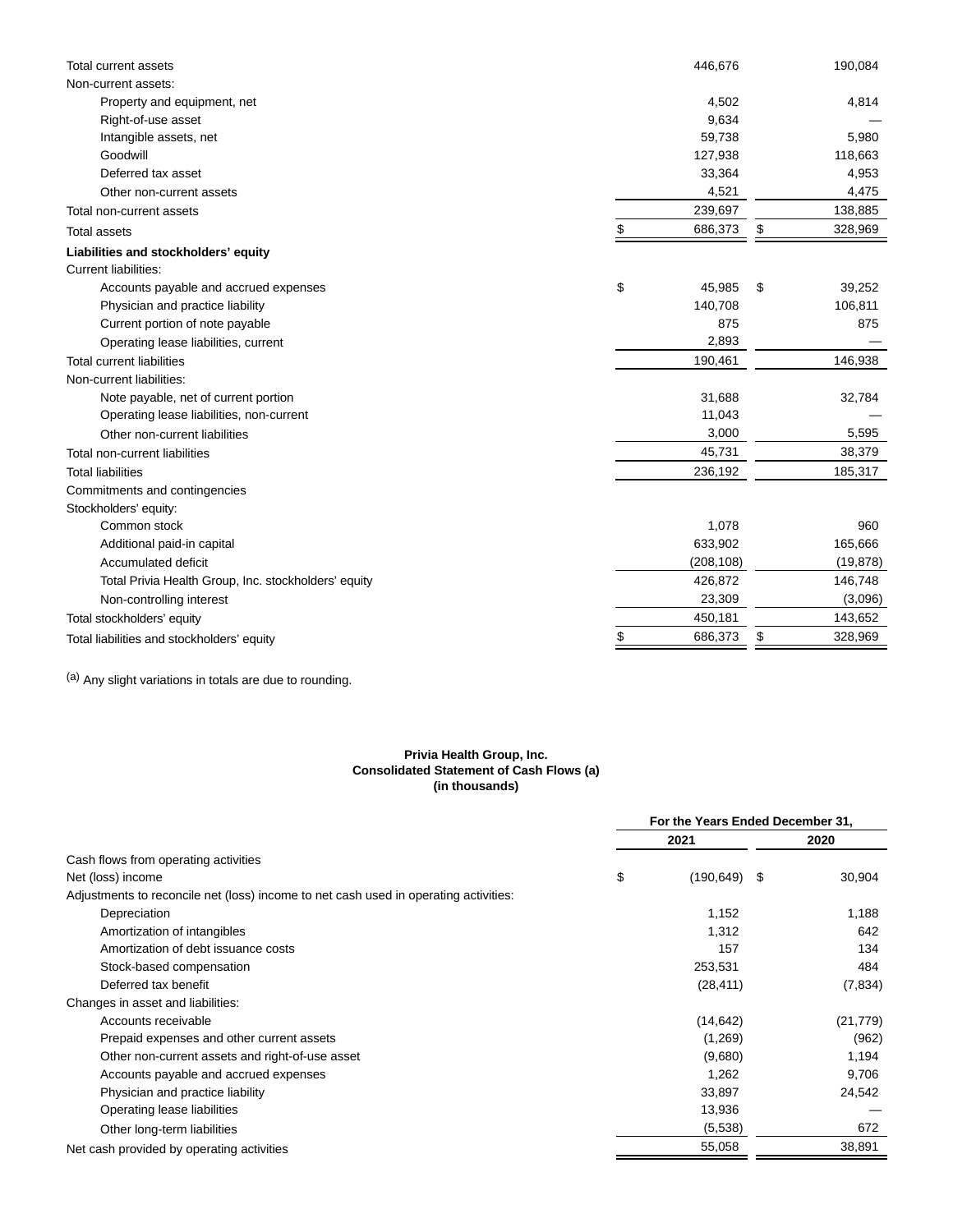| | | |
|---|---|---|
| Total current assets | 446,676 | 190,084 |
| Non-current assets: | | |
| Property and equipment, net | 4,502 | 4,814 |
| Right-of-use asset | 9,634 | — |
| Intangible assets, net | 59,738 | 5,980 |
| Goodwill | 127,938 | 118,663 |
| Deferred tax asset | 33,364 | 4,953 |
| Other non-current assets | 4,521 | 4,475 |
| Total non-current assets | 239,697 | 138,885 |
| Total assets | $ 686,373 | $ 328,969 |
| **Liabilities and stockholders' equity** | | |
| Current liabilities: | | |
| Accounts payable and accrued expenses | $ 45,985 | $ 39,252 |
| Physician and practice liability | 140,708 | 106,811 |
| Current portion of note payable | 875 | 875 |
| Operating lease liabilities, current | 2,893 | — |
| Total current liabilities | 190,461 | 146,938 |
| Non-current liabilities: | | |
| Note payable, net of current portion | 31,688 | 32,784 |
| Operating lease liabilities, non-current | 11,043 | — |
| Other non-current liabilities | 3,000 | 5,595 |
| Total non-current liabilities | 45,731 | 38,379 |
| Total liabilities | 236,192 | 185,317 |
| Commitments and contingencies | | |
| Stockholders' equity: | | |
| Common stock | 1,078 | 960 |
| Additional paid-in capital | 633,902 | 165,666 |
| Accumulated deficit | (208,108) | (19,878) |
| Total Privia Health Group, Inc. stockholders' equity | 426,872 | 146,748 |
| Non-controlling interest | 23,309 | (3,096) |
| Total stockholders' equity | 450,181 | 143,652 |
| Total liabilities and stockholders' equity | $ 686,373 | $ 328,969 |

(a) Any slight variations in totals are due to rounding.

**Privia Health Group, Inc.**
**Consolidated Statement of Cash Flows (a)**
**(in thousands)**

| | For the Years Ended December 31, | |
|---|---|---|
| | 2021 | 2020 |
| Cash flows from operating activities | | |
| Net (loss) income | $ (190,649) | $ 30,904 |
| Adjustments to reconcile net (loss) income to net cash used in operating activities: | | |
| Depreciation | 1,152 | 1,188 |
| Amortization of intangibles | 1,312 | 642 |
| Amortization of debt issuance costs | 157 | 134 |
| Stock-based compensation | 253,531 | 484 |
| Deferred tax benefit | (28,411) | (7,834) |
| Changes in asset and liabilities: | | |
| Accounts receivable | (14,642) | (21,779) |
| Prepaid expenses and other current assets | (1,269) | (962) |
| Other non-current assets and right-of-use asset | (9,680) | 1,194 |
| Accounts payable and accrued expenses | 1,262 | 9,706 |
| Physician and practice liability | 33,897 | 24,542 |
| Operating lease liabilities | 13,936 | — |
| Other long-term liabilities | (5,538) | 672 |
| Net cash provided by operating activities | 55,058 | 38,891 |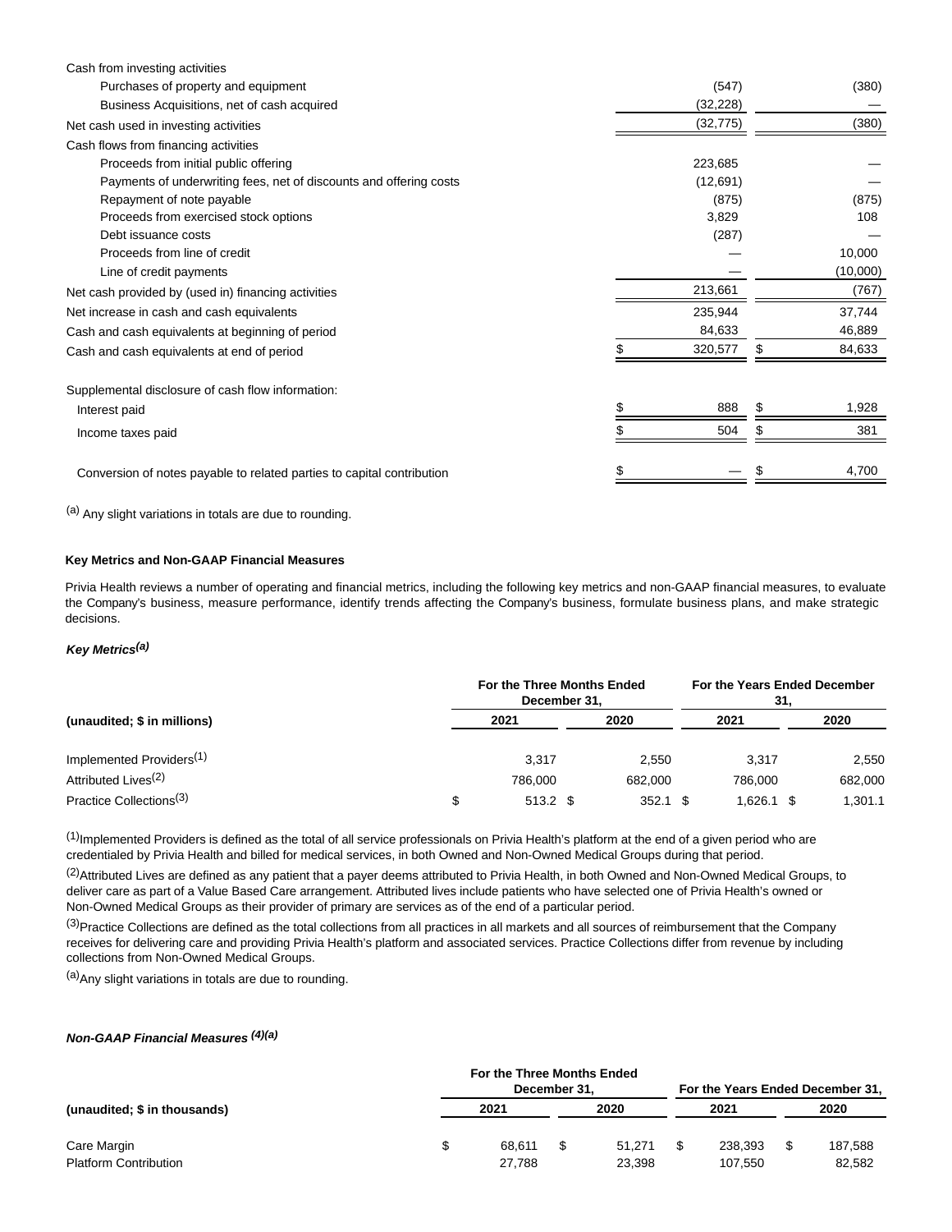| | | |
|---|---|---|
| Cash from investing activities | | |
| Purchases of property and equipment | (547) | (380) |
| Business Acquisitions, net of cash acquired | (32,228) | — |
| Net cash used in investing activities | (32,775) | (380) |
| Cash flows from financing activities | | |
| Proceeds from initial public offering | 223,685 | — |
| Payments of underwriting fees, net of discounts and offering costs | (12,691) | — |
| Repayment of note payable | (875) | (875) |
| Proceeds from exercised stock options | 3,829 | 108 |
| Debt issuance costs | (287) | — |
| Proceeds from line of credit | — | 10,000 |
| Line of credit payments | — | (10,000) |
| Net cash provided by (used in) financing activities | 213,661 | (767) |
| Net increase in cash and cash equivalents | 235,944 | 37,744 |
| Cash and cash equivalents at beginning of period | 84,633 | 46,889 |
| Cash and cash equivalents at end of period | $ 320,577 | $ 84,633 |
| | | |
| Supplemental disclosure of cash flow information: | | |
| Interest paid | $ 888 | $ 1,928 |
| Income taxes paid | $ 504 | $ 381 |
| | | |
| Conversion of notes payable to related parties to capital contribution | $ — | $ 4,700 |

[(a)] Any slight variations in totals are due to rounding.

**Key Metrics and Non-GAAP Financial Measures**

Privia Health reviews a number of operating and financial metrics, including the following key metrics and non-GAAP financial measures, to evaluate the Company's business, measure performance, identify trends affecting the Company's business, formulate business plans, and make strategic decisions.

***Key Metrics[(a)]***

| (unaudited; $ in millions) | For the Three Months Ended December 31, 2021 | For the Three Months Ended December 31, 2020 | For the Years Ended December 31, 2021 | For the Years Ended December 31, 2020 |
|---|---|---|---|---|
| Implemented Providers[(1)] | 3,317 | 2,550 | 3,317 | 2,550 |
| Attributed Lives[(2)] | 786,000 | 682,000 | 786,000 | 682,000 |
| Practice Collections[(3)] | $ 513.2 | $ 352.1 | $ 1,626.1 | $ 1,301.1 |

[(1)]Implemented Providers is defined as the total of all service professionals on Privia Health's platform at the end of a given period who are credentialed by Privia Health and billed for medical services, in both Owned and Non-Owned Medical Groups during that period.

[(2)]Attributed Lives are defined as any patient that a payer deems attributed to Privia Health, in both Owned and Non-Owned Medical Groups, to deliver care as part of a Value Based Care arrangement. Attributed lives include patients who have selected one of Privia Health's owned or Non-Owned Medical Groups as their provider of primary are services as of the end of a particular period.

[(3)]Practice Collections are defined as the total collections from all practices in all markets and all sources of reimbursement that the Company receives for delivering care and providing Privia Health's platform and associated services. Practice Collections differ from revenue by including collections from Non-Owned Medical Groups.

[(a)]Any slight variations in totals are due to rounding.

***Non-GAAP Financial Measures [(4)(a)]***

| (unaudited; $ in thousands) | For the Three Months Ended December 31, 2021 | For the Three Months Ended December 31, 2020 | For the Years Ended December 31, 2021 | For the Years Ended December 31, 2020 |
|---|---|---|---|---|
| Care Margin | $ 68,611 | $ 51,271 | $ 238,393 | $ 187,588 |
| Platform Contribution | 27,788 | 23,398 | 107,550 | 82,582 |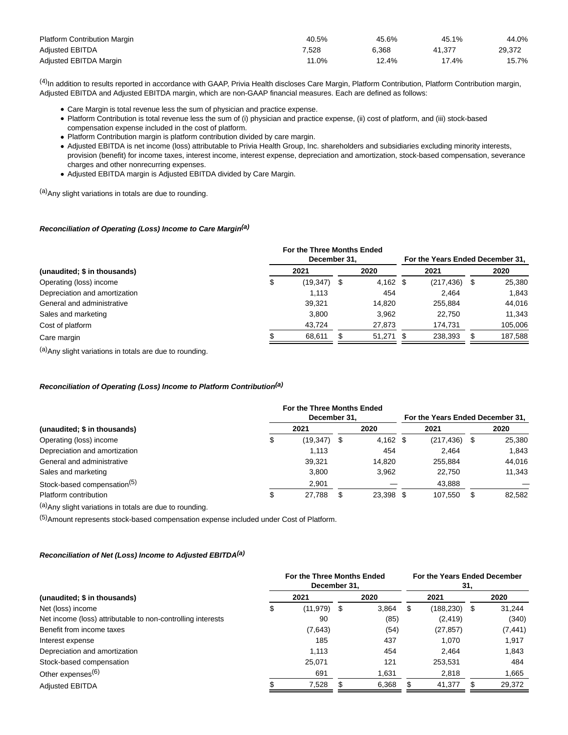| | | | | |
|---|---|---|---|---|
| Platform Contribution Margin | 40.5% | 45.6% | 45.1% | 44.0% |
| Adjusted EBITDA | 7,528 | 6,368 | 41,377 | 29,372 |
| Adjusted EBITDA Margin | 11.0% | 12.4% | 17.4% | 15.7% |

[4]In addition to results reported in accordance with GAAP, Privia Health discloses Care Margin, Platform Contribution, Platform Contribution margin, Adjusted EBITDA and Adjusted EBITDA margin, which are non-GAAP financial measures. Each are defined as follows:

- Care Margin is total revenue less the sum of physician and practice expense.
- Platform Contribution is total revenue less the sum of (i) physician and practice expense, (ii) cost of platform, and (iii) stock-based compensation expense included in the cost of platform.
- Platform Contribution margin is platform contribution divided by care margin.
- Adjusted EBITDA is net income (loss) attributable to Privia Health Group, Inc. shareholders and subsidiaries excluding minority interests, provision (benefit) for income taxes, interest income, interest expense, depreciation and amortization, stock-based compensation, severance charges and other nonrecurring expenses.
- Adjusted EBITDA margin is Adjusted EBITDA divided by Care Margin.

[a]Any slight variations in totals are due to rounding.

***Reconciliation of Operating (Loss) Income to Care Margin[a]***

| (unaudited; $ in thousands) | For the Three Months Ended December 31, 2021 | 2020 | For the Years Ended December 31, 2021 | 2020 |
|---|---|---|---|---|
| Operating (loss) income | $ (19,347) | $ 4,162 | $ (217,436) | $ 25,380 |
| Depreciation and amortization | 1,113 | 454 | 2,464 | 1,843 |
| General and administrative | 39,321 | 14,820 | 255,884 | 44,016 |
| Sales and marketing | 3,800 | 3,962 | 22,750 | 11,343 |
| Cost of platform | 43,724 | 27,873 | 174,731 | 105,006 |
| Care margin | $ 68,611 | $ 51,271 | $ 238,393 | $ 187,588 |

[a]Any slight variations in totals are due to rounding.

***Reconciliation of Operating (Loss) Income to Platform Contribution[a]***

| (unaudited; $ in thousands) | For the Three Months Ended December 31, 2021 | 2020 | For the Years Ended December 31, 2021 | 2020 |
|---|---|---|---|---|
| Operating (loss) income | $ (19,347) | $ 4,162 | $ (217,436) | $ 25,380 |
| Depreciation and amortization | 1,113 | 454 | 2,464 | 1,843 |
| General and administrative | 39,321 | 14,820 | 255,884 | 44,016 |
| Sales and marketing | 3,800 | 3,962 | 22,750 | 11,343 |
| Stock-based compensation[5] | 2,901 | — | 43,888 | — |
| Platform contribution | $ 27,788 | $ 23,398 | $ 107,550 | $ 82,582 |

[a]Any slight variations in totals are due to rounding.

[5]Amount represents stock-based compensation expense included under Cost of Platform.

***Reconciliation of Net (Loss) Income to Adjusted EBITDA[a]***

| (unaudited; $ in thousands) | For the Three Months Ended December 31, 2021 | 2020 | For the Years Ended December 31, 2021 | 2020 |
|---|---|---|---|---|
| Net (loss) income | $ (11,979) | $ 3,864 | $ (188,230) | $ 31,244 |
| Net income (loss) attributable to non-controlling interests | 90 | (85) | (2,419) | (340) |
| Benefit from income taxes | (7,643) | (54) | (27,857) | (7,441) |
| Interest expense | 185 | 437 | 1,070 | 1,917 |
| Depreciation and amortization | 1,113 | 454 | 2,464 | 1,843 |
| Stock-based compensation | 25,071 | 121 | 253,531 | 484 |
| Other expenses[6] | 691 | 1,631 | 2,818 | 1,665 |
| Adjusted EBITDA | $ 7,528 | $ 6,368 | $ 41,377 | $ 29,372 |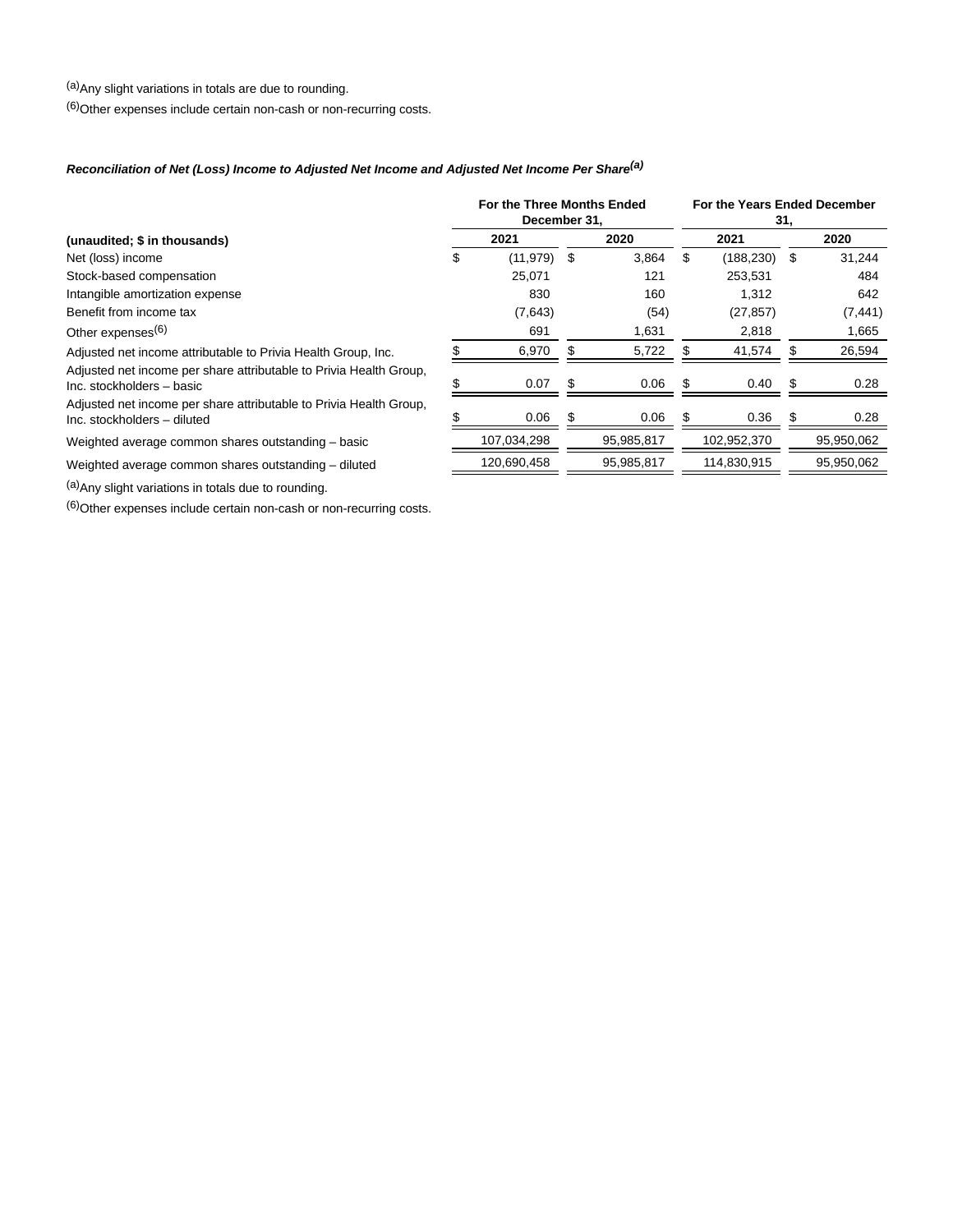[(a)]Any slight variations in totals are due to rounding.

[(6)]Other expenses include certain non-cash or non-recurring costs.

***Reconciliation of Net (Loss) Income to Adjusted Net Income and Adjusted Net Income Per Share[(a)]***

| | For the Three Months Ended December 31, | | For the Years Ended December 31, | |
|---|---|---|---|---|
| **(unaudited; $ in thousands)** | **2021** | **2020** | **2021** | **2020** |
| Net (loss) income | $ (11,979) | $ 3,864 | $ (188,230) | $ 31,244 |
| Stock-based compensation | 25,071 | 121 | 253,531 | 484 |
| Intangible amortization expense | 830 | 160 | 1,312 | 642 |
| Benefit from income tax | (7,643) | (54) | (27,857) | (7,441) |
| Other expenses[(6)] | 691 | 1,631 | 2,818 | 1,665 |
| Adjusted net income attributable to Privia Health Group, Inc. | $ 6,970 | $ 5,722 | $ 41,574 | $ 26,594 |
| Adjusted net income per share attributable to Privia Health Group, Inc. stockholders – basic | $ 0.07 | $ 0.06 | $ 0.40 | $ 0.28 |
| Adjusted net income per share attributable to Privia Health Group, Inc. stockholders – diluted | $ 0.06 | $ 0.06 | $ 0.36 | $ 0.28 |
| Weighted average common shares outstanding – basic | 107,034,298 | 95,985,817 | 102,952,370 | 95,950,062 |
| Weighted average common shares outstanding – diluted | 120,690,458 | 95,985,817 | 114,830,915 | 95,950,062 |

[(a)]Any slight variations in totals due to rounding.

[(6)]Other expenses include certain non-cash or non-recurring costs.